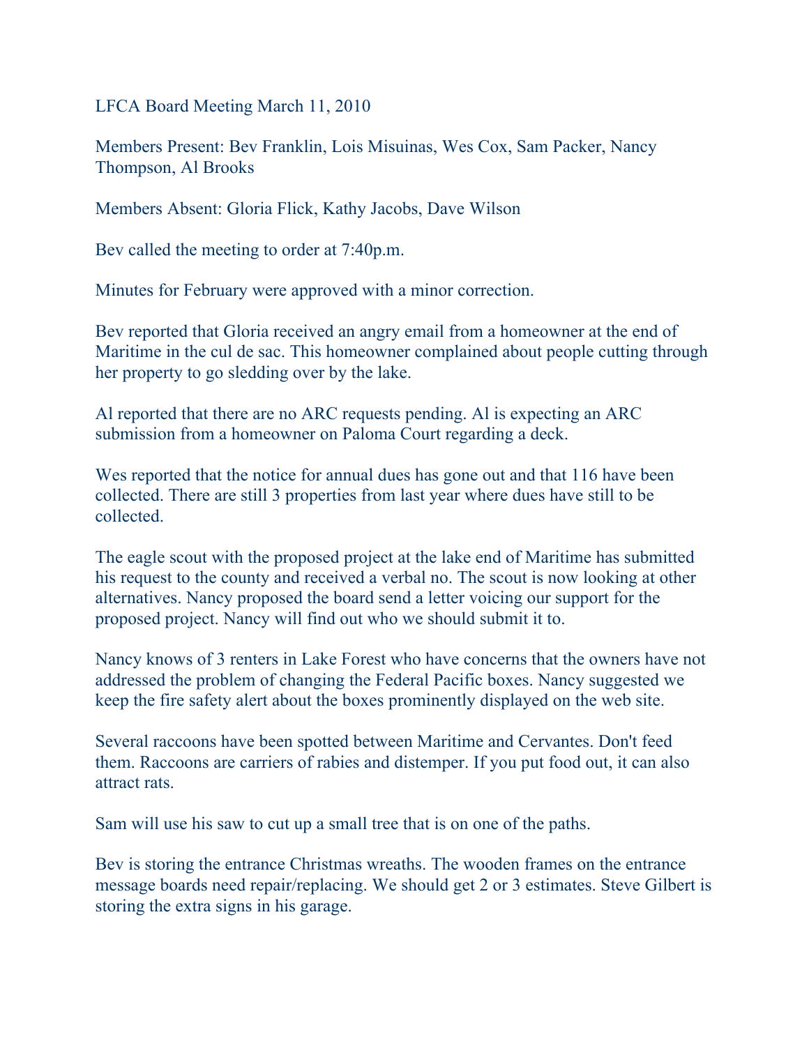LFCA Board Meeting March 11, 2010

Members Present: Bev Franklin, Lois Misuinas, Wes Cox, Sam Packer, Nancy Thompson, Al Brooks

Members Absent: Gloria Flick, Kathy Jacobs, Dave Wilson

Bev called the meeting to order at 7:40p.m.

Minutes for February were approved with a minor correction.

Bev reported that Gloria received an angry email from a homeowner at the end of Maritime in the cul de sac. This homeowner complained about people cutting through her property to go sledding over by the lake.

Al reported that there are no ARC requests pending. Al is expecting an ARC submission from a homeowner on Paloma Court regarding a deck.

Wes reported that the notice for annual dues has gone out and that 116 have been collected. There are still 3 properties from last year where dues have still to be collected.

The eagle scout with the proposed project at the lake end of Maritime has submitted his request to the county and received a verbal no. The scout is now looking at other alternatives. Nancy proposed the board send a letter voicing our support for the proposed project. Nancy will find out who we should submit it to.

Nancy knows of 3 renters in Lake Forest who have concerns that the owners have not addressed the problem of changing the Federal Pacific boxes. Nancy suggested we keep the fire safety alert about the boxes prominently displayed on the web site.

Several raccoons have been spotted between Maritime and Cervantes. Don't feed them. Raccoons are carriers of rabies and distemper. If you put food out, it can also attract rats.

Sam will use his saw to cut up a small tree that is on one of the paths.

Bev is storing the entrance Christmas wreaths. The wooden frames on the entrance message boards need repair/replacing. We should get 2 or 3 estimates. Steve Gilbert is storing the extra signs in his garage.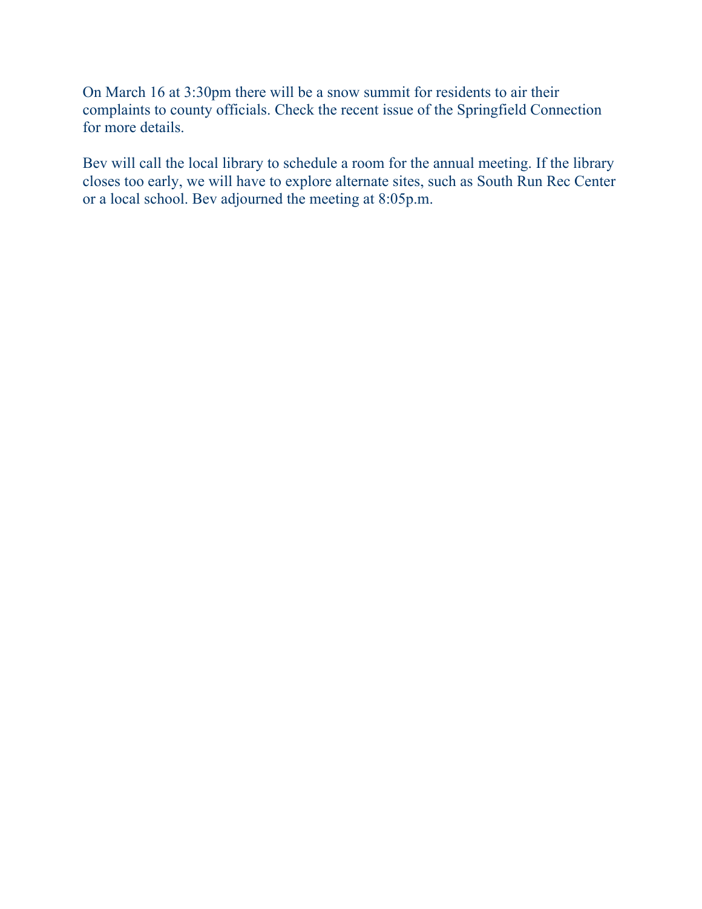On March 16 at 3:30pm there will be a snow summit for residents to air their complaints to county officials. Check the recent issue of the Springfield Connection for more details.

Bev will call the local library to schedule a room for the annual meeting. If the library closes too early, we will have to explore alternate sites, such as South Run Rec Center or a local school. Bev adjourned the meeting at 8:05p.m.